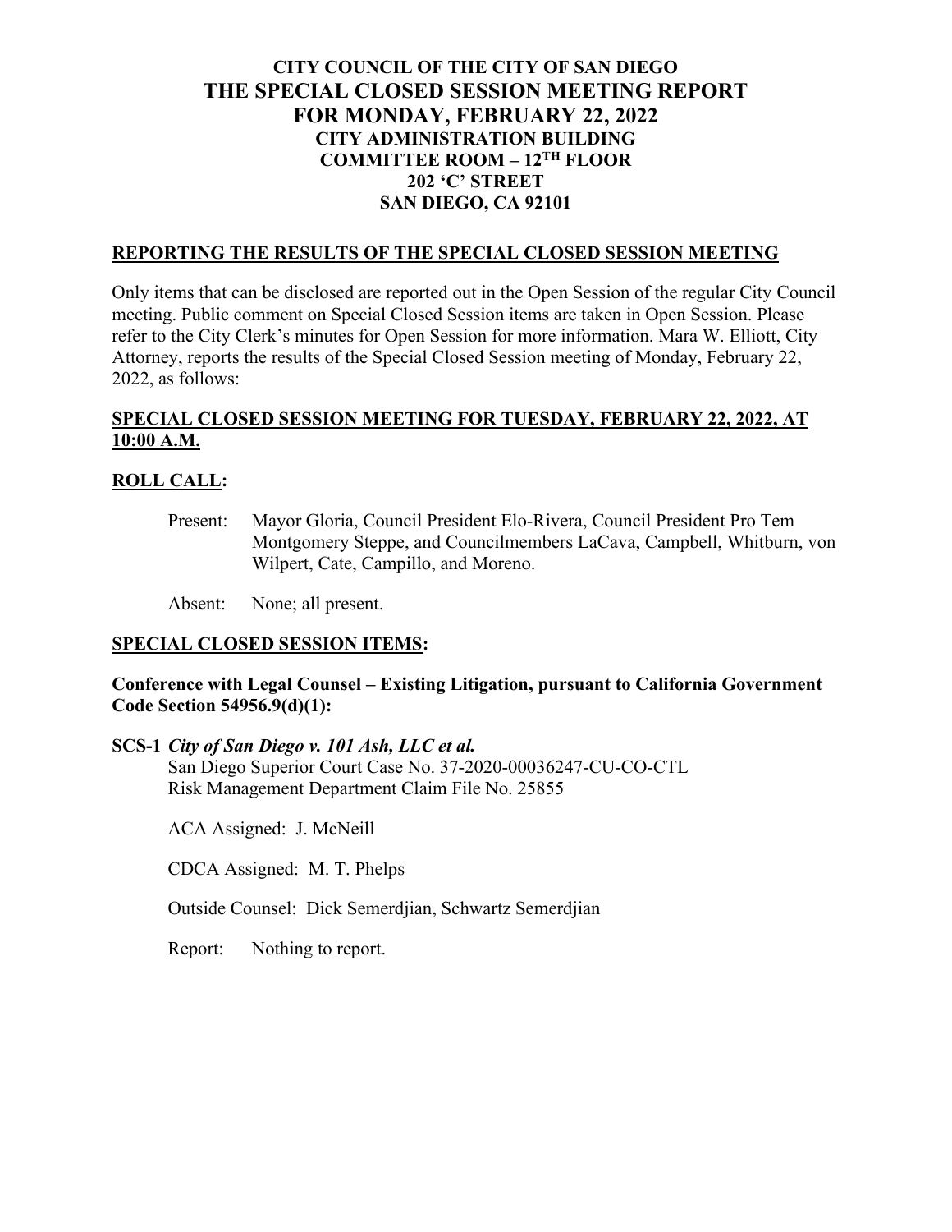# CITY COUNCIL OF THE CITY OF SAN DIEGO
# THE SPECIAL CLOSED SESSION MEETING REPORT
# FOR MONDAY, FEBRUARY 22, 2022
## CITY ADMINISTRATION BUILDING
## COMMITTEE ROOM – 12TH FLOOR
## 202 'C' STREET
## SAN DIEGO, CA 92101

## REPORTING THE RESULTS OF THE SPECIAL CLOSED SESSION MEETING

Only items that can be disclosed are reported out in the Open Session of the regular City Council meeting. Public comment on Special Closed Session items are taken in Open Session. Please refer to the City Clerk's minutes for Open Session for more information. Mara W. Elliott, City Attorney, reports the results of the Special Closed Session meeting of Monday, February 22, 2022, as follows:

## SPECIAL CLOSED SESSION MEETING FOR TUESDAY, FEBRUARY 22, 2022, AT 10:00 A.M.

## ROLL CALL:

Present: Mayor Gloria, Council President Elo-Rivera, Council President Pro Tem Montgomery Steppe, and Councilmembers LaCava, Campbell, Whitburn, von Wilpert, Cate, Campillo, and Moreno.

Absent: None; all present.

## SPECIAL CLOSED SESSION ITEMS:

**Conference with Legal Counsel – Existing Litigation, pursuant to California Government Code Section 54956.9(d)(1):**

**SCS-1** ***City of San Diego v. 101 Ash, LLC et al.***
San Diego Superior Court Case No. 37-2020-00036247-CU-CO-CTL
Risk Management Department Claim File No. 25855

ACA Assigned: J. McNeill

CDCA Assigned: M. T. Phelps

Outside Counsel: Dick Semerdjian, Schwartz Semerdjian

Report: Nothing to report.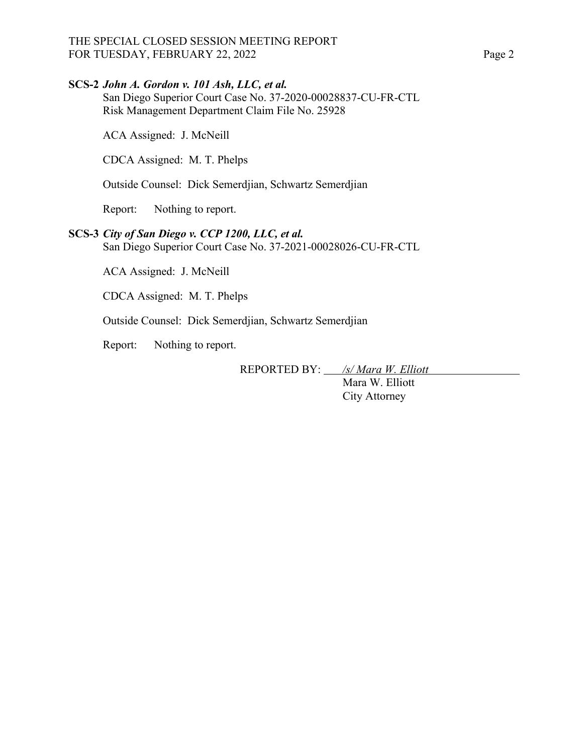**SCS-2** ***John A. Gordon v. 101 Ash, LLC, et al.***
San Diego Superior Court Case No. 37-2020-00028837-CU-FR-CTL
Risk Management Department Claim File No. 25928

ACA Assigned: J. McNeill

CDCA Assigned: M. T. Phelps

Outside Counsel: Dick Semerdjian, Schwartz Semerdjian

Report: Nothing to report.

**SCS-3** ***City of San Diego v. CCP 1200, LLC, et al.***
San Diego Superior Court Case No. 37-2021-00028026-CU-FR-CTL

ACA Assigned: J. McNeill

CDCA Assigned: M. T. Phelps

Outside Counsel: Dick Semerdjian, Schwartz Semerdjian

Report: Nothing to report.

REPORTED BY: */s/ Mara W. Elliott*
Mara W. Elliott
City Attorney